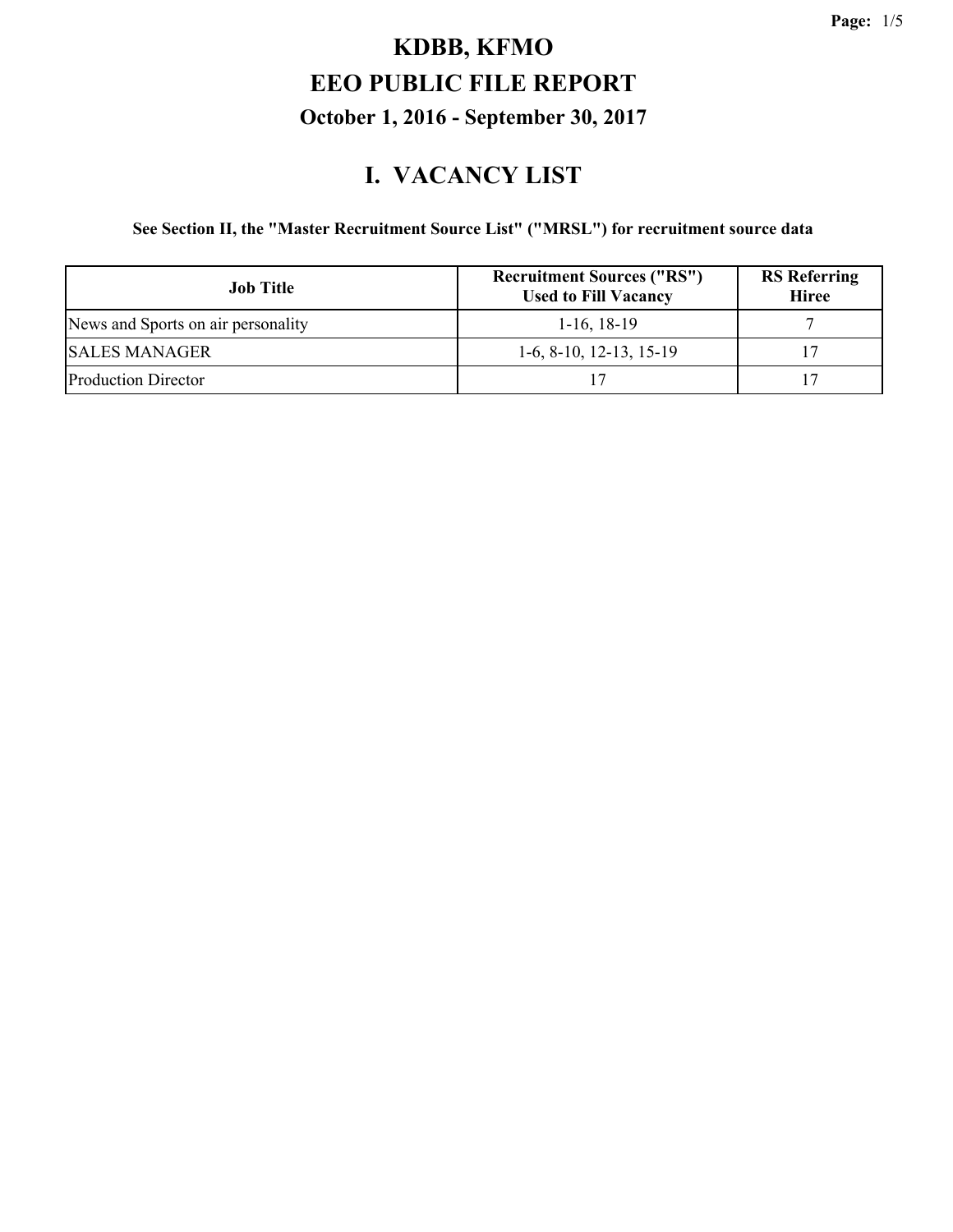# KDBB, KFMO

# EEO PUBLIC FILE REPORT

### October 1, 2016 - September 30, 2017

## I. VACANCY LIST

**See Section II, the "Master Recruitment Source List" ("MRSL") for recruitment source data**

| Job Title | Recruitment Sources ("RS") Used to Fill Vacancy | RS Referring Hiree |
|---|---|---|
| News and Sports on air personality | 1-16, 18-19 | 7 |
| SALES MANAGER | 1-6, 8-10, 12-13, 15-19 | 17 |
| Production Director | 17 | 17 |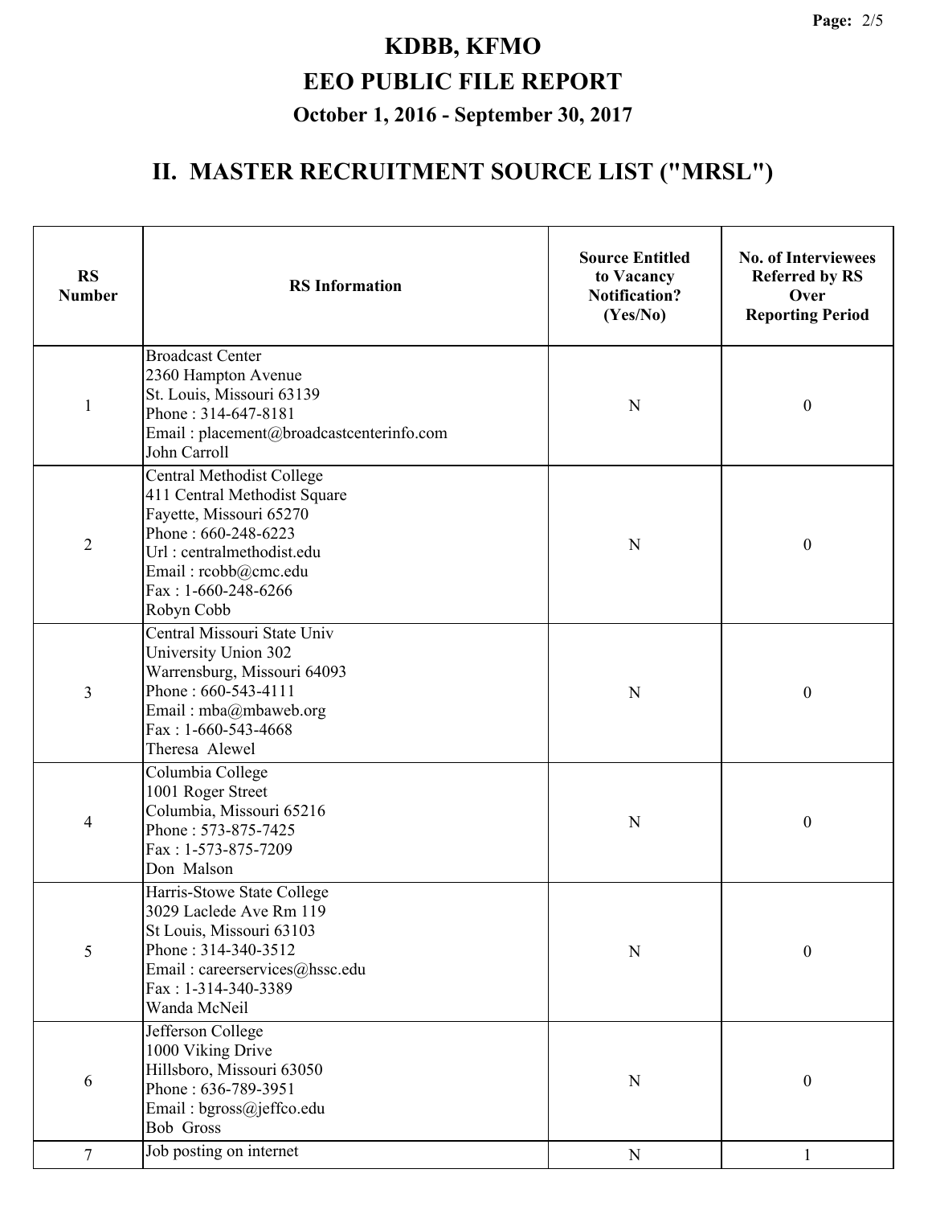# KDBB, KFMO

# EEO PUBLIC FILE REPORT

### October 1, 2016 - September 30, 2017

## II. MASTER RECRUITMENT SOURCE LIST ("MRSL")

| RS Number | RS Information | Source Entitled to Vacancy Notification? (Yes/No) | No. of Interviewees Referred by RS Over Reporting Period |
|---|---|---|---|
| 1 | Broadcast Center<br>2360 Hampton Avenue<br>St. Louis, Missouri 63139<br>Phone : 314-647-8181<br>Email : placement@broadcastcenterinfo.com<br>John Carroll | N | 0 |
| 2 | Central Methodist College<br>411 Central Methodist Square<br>Fayette, Missouri 65270<br>Phone : 660-248-6223<br>Url : centralmethodist.edu<br>Email : rcobb@cmc.edu<br>Fax : 1-660-248-6266<br>Robyn Cobb | N | 0 |
| 3 | Central Missouri State Univ<br>University Union 302<br>Warrensburg, Missouri 64093<br>Phone : 660-543-4111<br>Email : mba@mbaweb.org<br>Fax : 1-660-543-4668<br>Theresa Alewel | N | 0 |
| 4 | Columbia College<br>1001 Roger Street<br>Columbia, Missouri 65216<br>Phone : 573-875-7425<br>Fax : 1-573-875-7209<br>Don Malson | N | 0 |
| 5 | Harris-Stowe State College<br>3029 Laclede Ave Rm 119<br>St Louis, Missouri 63103<br>Phone : 314-340-3512<br>Email : careerservices@hssc.edu<br>Fax : 1-314-340-3389<br>Wanda McNeil | N | 0 |
| 6 | Jefferson College<br>1000 Viking Drive<br>Hillsboro, Missouri 63050<br>Phone : 636-789-3951<br>Email : bgross@jeffco.edu<br>Bob Gross | N | 0 |
| 7 | Job posting on internet | N | 1 |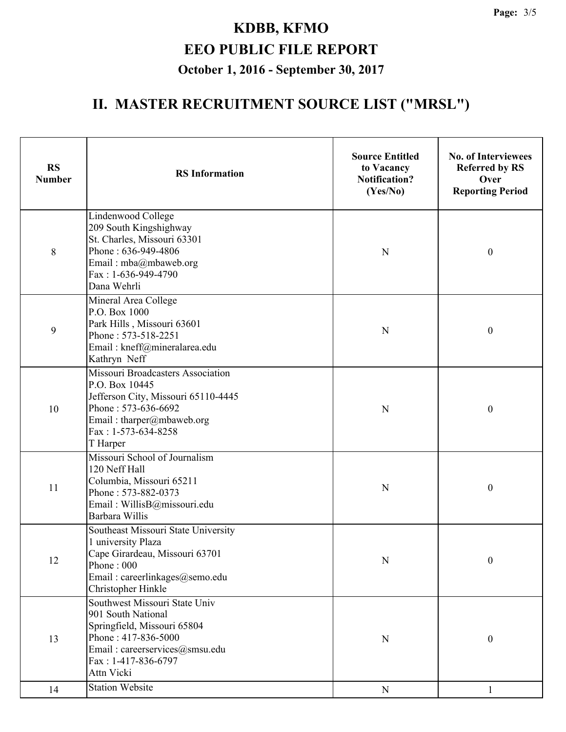# KDBB, KFMO

# EEO PUBLIC FILE REPORT

### October 1, 2016 - September 30, 2017

## II. MASTER RECRUITMENT SOURCE LIST ("MRSL")

| RS Number | RS Information | Source Entitled to Vacancy Notification? (Yes/No) | No. of Interviewees Referred by RS Over Reporting Period |
|---|---|---|---|
| 8 | Lindenwood College<br>209 South Kingshighway<br>St. Charles, Missouri 63301<br>Phone : 636-949-4806<br>Email : mba@mbaweb.org<br>Fax : 1-636-949-4790<br>Dana Wehrli | N | 0 |
| 9 | Mineral Area College<br>P.O. Box 1000<br>Park Hills , Missouri 63601<br>Phone : 573-518-2251<br>Email : kneff@mineralarea.edu<br>Kathryn Neff | N | 0 |
| 10 | Missouri Broadcasters Association<br>P.O. Box 10445<br>Jefferson City, Missouri 65110-4445<br>Phone : 573-636-6692<br>Email : tharper@mbaweb.org<br>Fax : 1-573-634-8258<br>T Harper | N | 0 |
| 11 | Missouri School of Journalism<br>120 Neff Hall<br>Columbia, Missouri 65211<br>Phone : 573-882-0373<br>Email : WillisB@missouri.edu<br>Barbara Willis | N | 0 |
| 12 | Southeast Missouri State University<br>1 university Plaza<br>Cape Girardeau, Missouri 63701<br>Phone : 000<br>Email : careerlinkages@semo.edu<br>Christopher Hinkle | N | 0 |
| 13 | Southwest Missouri State Univ<br>901 South National<br>Springfield, Missouri 65804<br>Phone : 417-836-5000<br>Email : careerservices@smsu.edu<br>Fax : 1-417-836-6797<br>Attn Vicki | N | 0 |
| 14 | Station Website | N | 1 |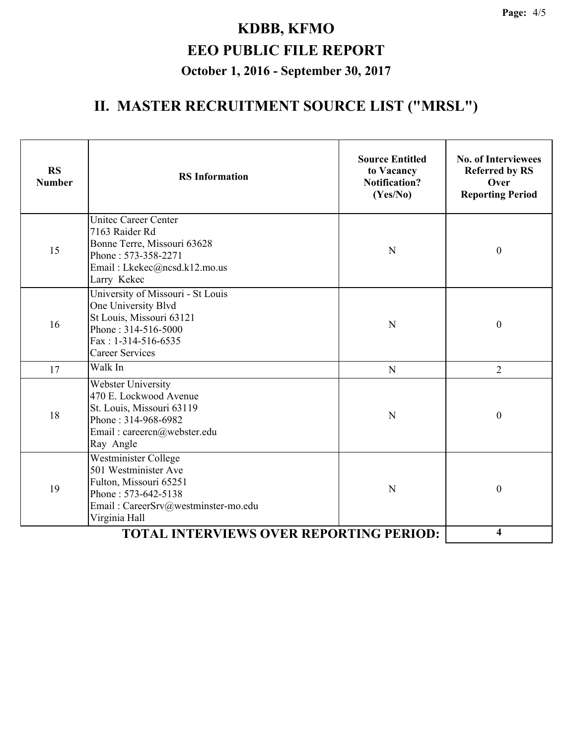# KDBB, KFMO

## EEO PUBLIC FILE REPORT

### October 1, 2016 - September 30, 2017

## II. MASTER RECRUITMENT SOURCE LIST ("MRSL")

| RS Number | RS Information | Source Entitled to Vacancy Notification? (Yes/No) | No. of Interviewees Referred by RS Over Reporting Period |
|---|---|---|---|
| 15 | Unitec Career Center<br>7163 Raider Rd<br>Bonne Terre, Missouri 63628<br>Phone : 573-358-2271<br>Email : Lkekec@ncsd.k12.mo.us<br>Larry Kekec | N | 0 |
| 16 | University of Missouri - St Louis<br>One University Blvd<br>St Louis, Missouri 63121<br>Phone : 314-516-5000<br>Fax : 1-314-516-6535<br>Career Services | N | 0 |
| 17 | Walk In | N | 2 |
| 18 | Webster University<br>470 E. Lockwood Avenue<br>St. Louis, Missouri 63119<br>Phone : 314-968-6982<br>Email : careercn@webster.edu<br>Ray Angle | N | 0 |
| 19 | Westminister College<br>501 Westminister Ave<br>Fulton, Missouri 65251<br>Phone : 573-642-5138<br>Email : CareerSrv@westminster-mo.edu<br>Virginia Hall | N | 0 |
| | **TOTAL INTERVIEWS OVER REPORTING PERIOD:** | | **4** |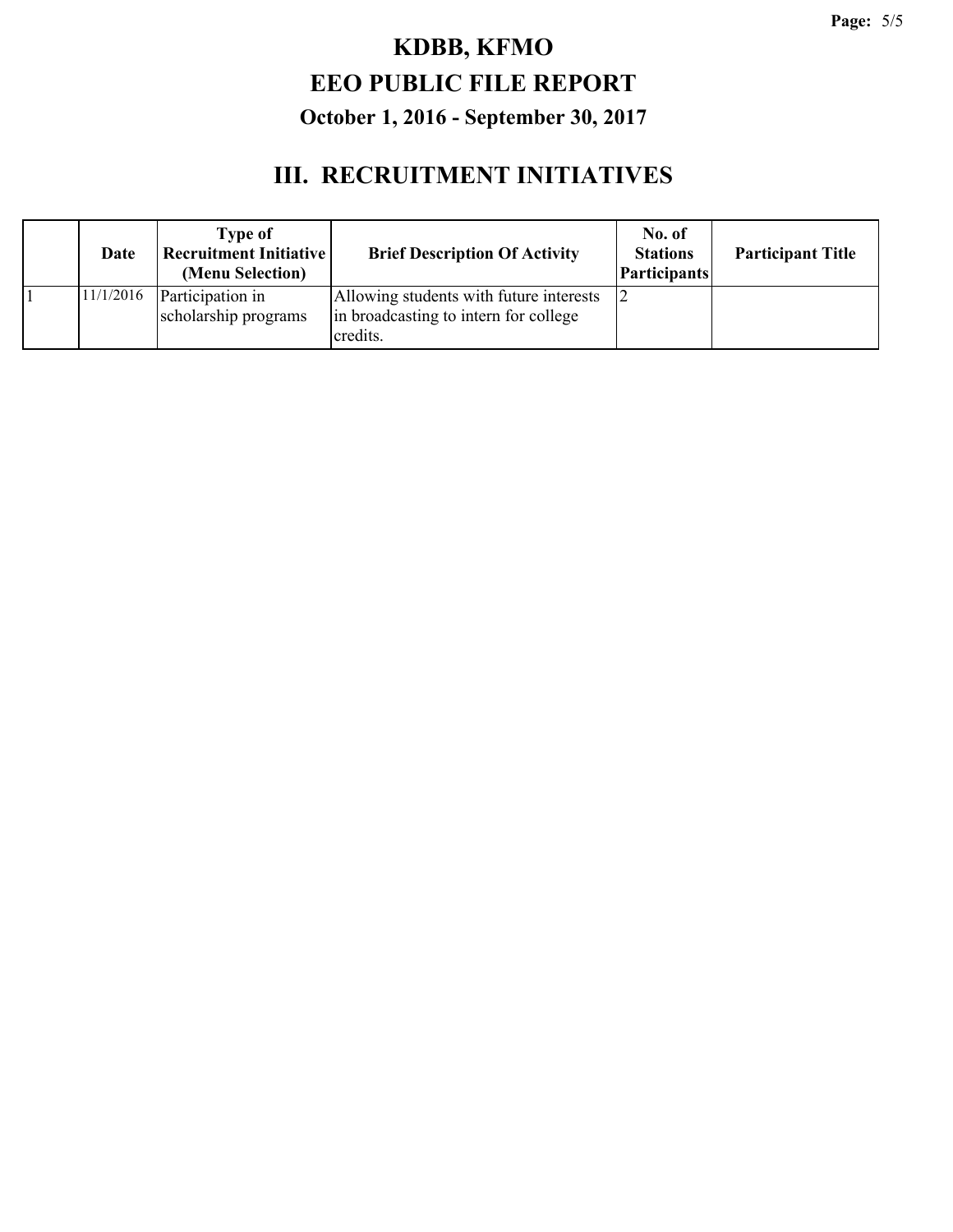# KDBB, KFMO

# EEO PUBLIC FILE REPORT

### October 1, 2016 - September 30, 2017

## III. RECRUITMENT INITIATIVES

| | Date | Type of Recruitment Initiative (Menu Selection) | Brief Description Of Activity | No. of Stations Participants | Participant Title |
|---|---|---|---|---|---|
| 1 | 11/1/2016 | Participation in scholarship programs | Allowing students with future interests in broadcasting to intern for college credits. | 2 | |